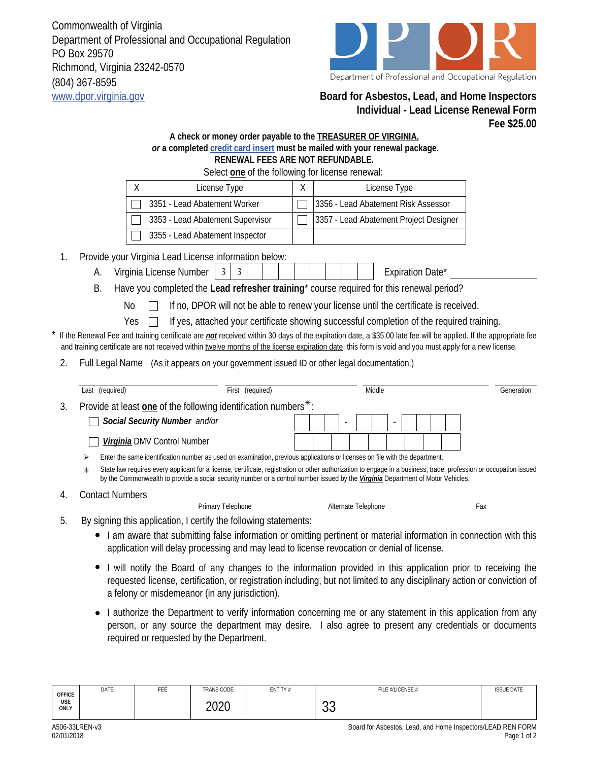Commonwealth of Virginia
Department of Professional and Occupational Regulation
PO Box 29570
Richmond, Virginia 23242-0570
(804) 367-8595
www.dpor.virginia.gov

Department of Professional and Occupational Regulation

# Board for Asbestos, Lead, and Home Inspectors
## Individual - Lead License Renewal Form
**Fee $25.00**

**A check or money order payable to the TREASURER OF VIRGINIA,**
***or*** **a completed credit card insert must be mailed with your renewal package.**
**RENEWAL FEES ARE NOT REFUNDABLE.**

Select **one** of the following for license renewal:

| X | License Type | X | License Type |
|---|---|---|---|
| ☐ | 3351 - Lead Abatement Worker | ☐ | 3356 - Lead Abatement Risk Assessor |
| ☐ | 3353 - Lead Abatement Supervisor | ☐ | 3357 - Lead Abatement Project Designer |
| ☐ | 3355 - Lead Abatement Inspector | | |

1. Provide your Virginia Lead License information below:
   - A. Virginia License Number 3 3 _ _ _ _ _ _ _ _ Expiration Date* ____________
   - B. Have you completed the **Lead refresher training*** course required for this renewal period?
     - No ☐ If no, DPOR will not be able to renew your license until the certificate is received.
     - Yes ☐ If yes, attached your certificate showing successful completion of the required training.

\* If the Renewal Fee and training certificate are ***not*** received within 30 days of the expiration date, a $35.00 late fee will be applied. If the appropriate fee and training certificate are not received within twelve months of the license expiration date, this form is void and you must apply for a new license.

2. Full Legal Name (As it appears on your government issued ID or other legal documentation.)

| Last (required) | First (required) | Middle | Generation |
|---|---|---|---|
| | | | |

3. Provide at least **one** of the following identification numbers✳:
   - ☐ ***Social Security Number*** *and/or* ___ ___ ___ - ___ ___ - ___ ___ ___ ___
   - ☐ ***Virginia*** DMV Control Number ___ ___ ___ ___ ___ ___ ___ ___ ___

   ➢ Enter the same identification number as used on examination, previous applications or licenses on file with the department.

   ✳ State law requires every applicant for a license, certificate, registration or other authorization to engage in a business, trade, profession or occupation issued by the Commonwealth to provide a social security number or a control number issued by the ***Virginia*** Department of Motor Vehicles.

4. Contact Numbers

| Primary Telephone | Alternate Telephone | Fax |
|---|---|---|
| | | |

5. By signing this application, I certify the following statements:
   - I am aware that submitting false information or omitting pertinent or material information in connection with this application will delay processing and may lead to license revocation or denial of license.
   - I will notify the Board of any changes to the information provided in this application prior to receiving the requested license, certification, or registration including, but not limited to any disciplinary action or conviction of a felony or misdemeanor (in any jurisdiction).
   - I authorize the Department to verify information concerning me or any statement in this application from any person, or any source the department may desire. I also agree to present any credentials or documents required or requested by the Department.

| OFFICE USE ONLY | DATE | FEE | TRANS CODE | ENTITY # | FILE #/LICENSE # | ISSUE DATE |
|---|---|---|---|---|---|---|
| | | | 2020 | | 33 | |

A506-33LREN-v3
02/01/2018

Board for Asbestos, Lead, and Home Inspectors/LEAD REN FORM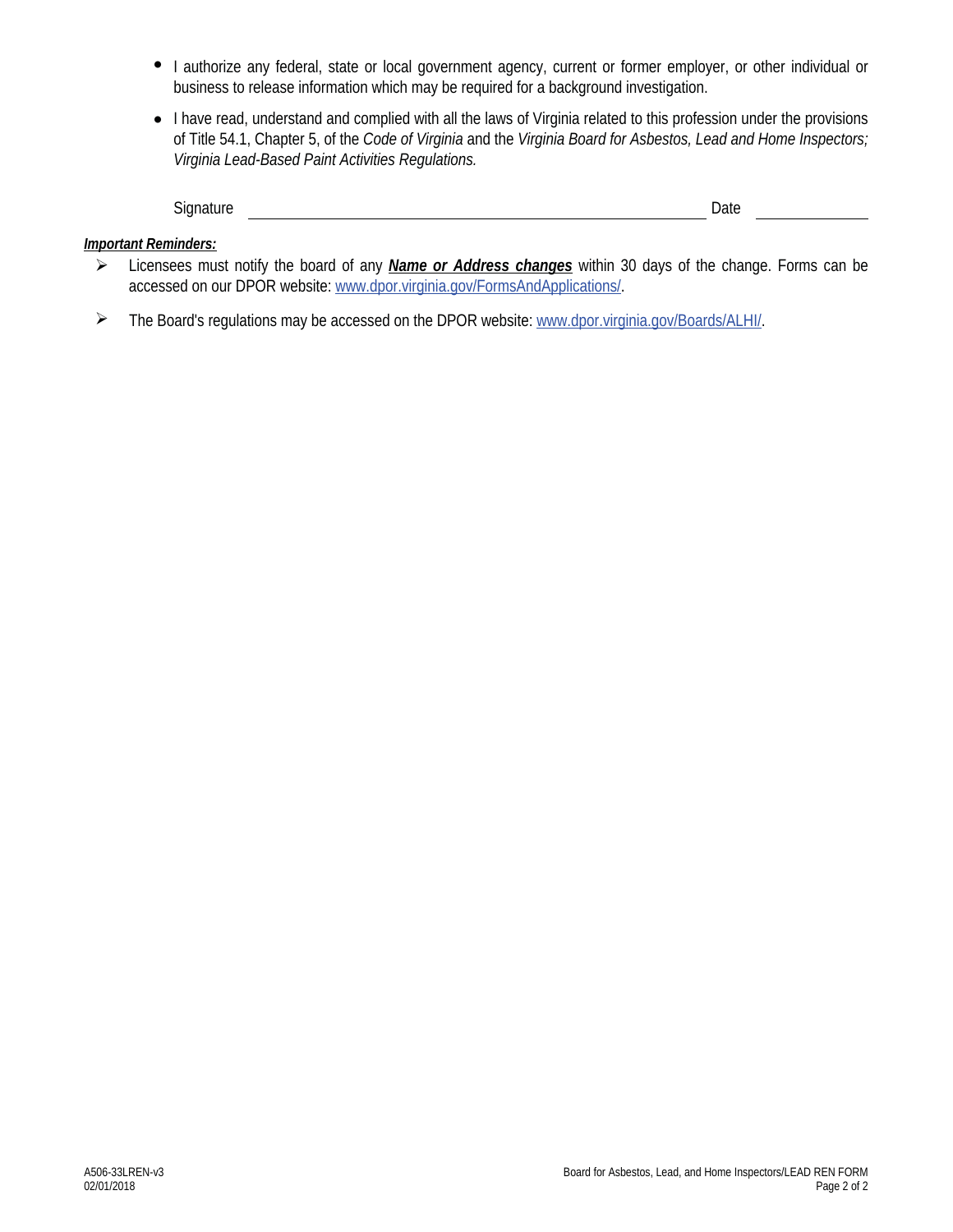- I authorize any federal, state or local government agency, current or former employer, or other individual or business to release information which may be required for a background investigation.
- I have read, understand and complied with all the laws of Virginia related to this profession under the provisions of Title 54.1, Chapter 5, of the *Code of Virginia* and the *Virginia Board for Asbestos, Lead and Home Inspectors; Virginia Lead-Based Paint Activities Regulations.*

Signature ______________________________________________ Date ______________

***Important Reminders:***

- Licensees must notify the board of any ***Name or Address changes*** within 30 days of the change. Forms can be accessed on our DPOR website: www.dpor.virginia.gov/FormsAndApplications/.
- The Board's regulations may be accessed on the DPOR website: www.dpor.virginia.gov/Boards/ALHI/.

A506-33LREN-v3
02/01/2018

Board for Asbestos, Lead, and Home Inspectors/LEAD REN FORM